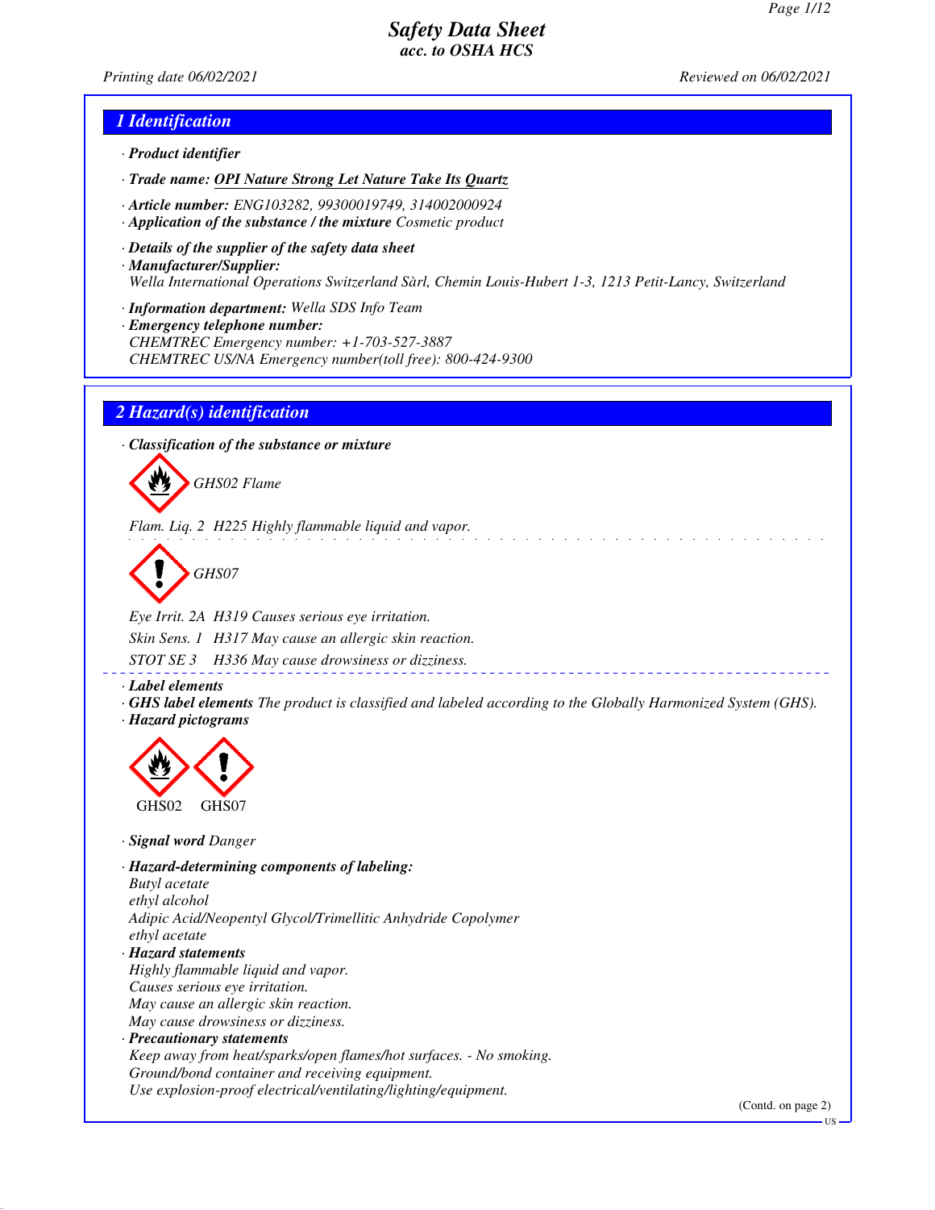# Safety Data Sheet
*acc. to OSHA HCS*

Printing date 06/02/2021 Reviewed on 06/02/2021

## 1 Identification

· **Product identifier**

· **Trade name:** **OPI Nature Strong Let Nature Take Its Quartz**

· **Article number:** ENG103282, 99300019749, 314002000924

· **Application of the substance / the mixture** Cosmetic product

· **Details of the supplier of the safety data sheet**

· **Manufacturer/Supplier:**
Wella International Operations Switzerland Sàrl, Chemin Louis-Hubert 1-3, 1213 Petit-Lancy, Switzerland

· **Information department:** Wella SDS Info Team

· **Emergency telephone number:**
CHEMTREC Emergency number: +1-703-527-3887
CHEMTREC US/NA Emergency number(toll free): 800-424-9300

## 2 Hazard(s) identification

· **Classification of the substance or mixture**

GHS02 Flame

Flam. Liq. 2 H225 Highly flammable liquid and vapor.

GHS07

Eye Irrit. 2A H319 Causes serious eye irritation.

Skin Sens. 1 H317 May cause an allergic skin reaction.

STOT SE 3 H336 May cause drowsiness or dizziness.

· **Label elements**

· **GHS label elements** The product is classified and labeled according to the Globally Harmonized System (GHS).

· **Hazard pictograms**

GHS02 GHS07

· **Signal word** Danger

· **Hazard-determining components of labeling:**
Butyl acetate
ethyl alcohol
Adipic Acid/Neopentyl Glycol/Trimellitic Anhydride Copolymer
ethyl acetate

· **Hazard statements**
Highly flammable liquid and vapor.
Causes serious eye irritation.
May cause an allergic skin reaction.
May cause drowsiness or dizziness.

· **Precautionary statements**
Keep away from heat/sparks/open flames/hot surfaces. - No smoking.
Ground/bond container and receiving equipment.
Use explosion-proof electrical/ventilating/lighting/equipment.

(Contd. on page 2)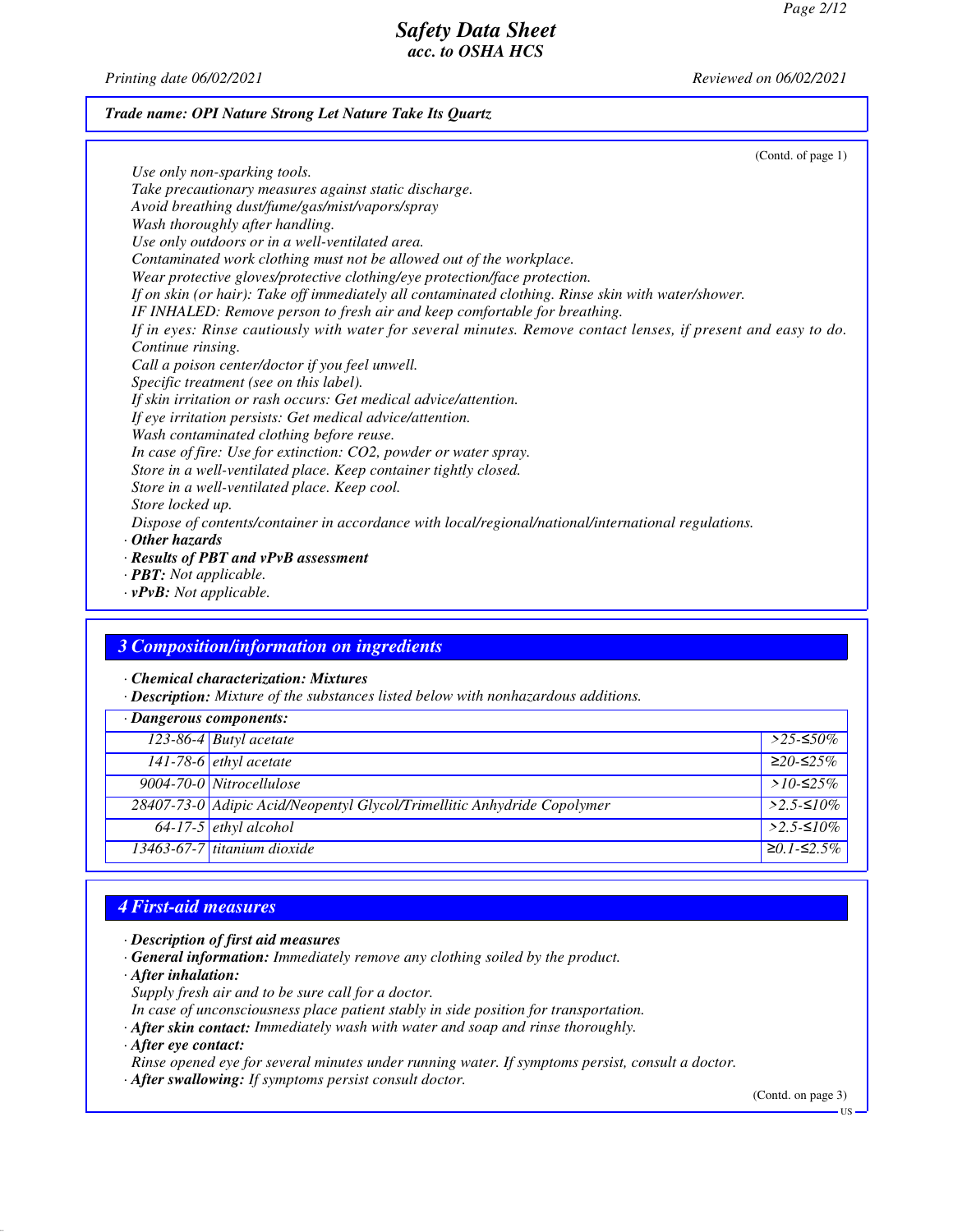*Trade name: OPI Nature Strong Let Nature Take Its Quartz*

(Contd. of page 1)

*Use only non-sparking tools.*
*Take precautionary measures against static discharge.*
*Avoid breathing dust/fume/gas/mist/vapors/spray*
*Wash thoroughly after handling.*
*Use only outdoors or in a well-ventilated area.*
*Contaminated work clothing must not be allowed out of the workplace.*
*Wear protective gloves/protective clothing/eye protection/face protection.*
*If on skin (or hair): Take off immediately all contaminated clothing. Rinse skin with water/shower.*
*IF INHALED: Remove person to fresh air and keep comfortable for breathing.*
*If in eyes: Rinse cautiously with water for several minutes. Remove contact lenses, if present and easy to do. Continue rinsing.*
*Call a poison center/doctor if you feel unwell.*
*Specific treatment (see on this label).*
*If skin irritation or rash occurs: Get medical advice/attention.*
*If eye irritation persists: Get medical advice/attention.*
*Wash contaminated clothing before reuse.*
*In case of fire: Use for extinction: CO2, powder or water spray.*
*Store in a well-ventilated place. Keep container tightly closed.*
*Store in a well-ventilated place. Keep cool.*
*Store locked up.*
*Dispose of contents/container in accordance with local/regional/national/international regulations.*

· ***Other hazards***
· ***Results of PBT and vPvB assessment***
· ***PBT:*** *Not applicable.*
· ***vPvB:*** *Not applicable.*

## 3 Composition/information on ingredients

· ***Chemical characterization: Mixtures***
· ***Description:*** *Mixture of the substances listed below with nonhazardous additions.*

| · Dangerous components: | | |
|---|---|---|
| 123-86-4 | Butyl acetate | >25-≤50% |
| 141-78-6 | ethyl acetate | ≥20-≤25% |
| 9004-70-0 | Nitrocellulose | >10-≤25% |
| 28407-73-0 | Adipic Acid/Neopentyl Glycol/Trimellitic Anhydride Copolymer | >2.5-≤10% |
| 64-17-5 | ethyl alcohol | >2.5-≤10% |
| 13463-67-7 | titanium dioxide | ≥0.1-≤2.5% |

## 4 First-aid measures

· ***Description of first aid measures***
· ***General information:*** *Immediately remove any clothing soiled by the product.*
· ***After inhalation:***
*Supply fresh air and to be sure call for a doctor.*
*In case of unconsciousness place patient stably in side position for transportation.*
· ***After skin contact:*** *Immediately wash with water and soap and rinse thoroughly.*
· ***After eye contact:***
*Rinse opened eye for several minutes under running water. If symptoms persist, consult a doctor.*
· ***After swallowing:*** *If symptoms persist consult doctor.*

(Contd. on page 3)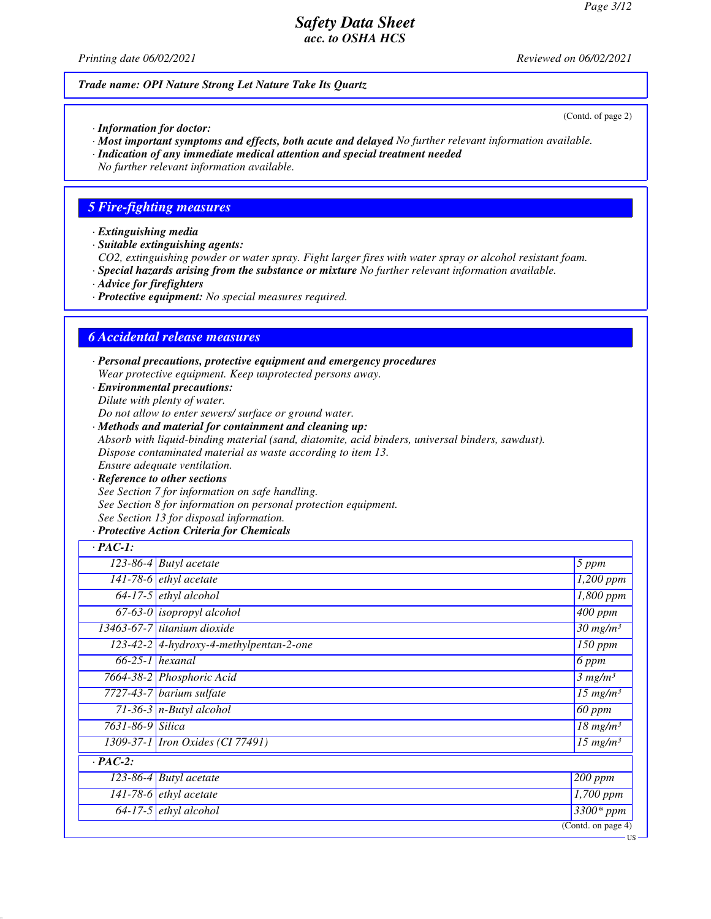**Trade name: OPI Nature Strong Let Nature Take Its Quartz**

(Contd. of page 2)

· **Information for doctor:**
· **Most important symptoms and effects, both acute and delayed** No further relevant information available.
· **Indication of any immediate medical attention and special treatment needed**
No further relevant information available.

## 5 Fire-fighting measures

· **Extinguishing media**
· **Suitable extinguishing agents:**
CO2, extinguishing powder or water spray. Fight larger fires with water spray or alcohol resistant foam.
· **Special hazards arising from the substance or mixture** No further relevant information available.
· **Advice for firefighters**
· **Protective equipment:** No special measures required.

## 6 Accidental release measures

· **Personal precautions, protective equipment and emergency procedures**
Wear protective equipment. Keep unprotected persons away.
· **Environmental precautions:**
Dilute with plenty of water.
Do not allow to enter sewers/ surface or ground water.
· **Methods and material for containment and cleaning up:**
Absorb with liquid-binding material (sand, diatomite, acid binders, universal binders, sawdust).
Dispose contaminated material as waste according to item 13.
Ensure adequate ventilation.
· **Reference to other sections**
See Section 7 for information on safe handling.
See Section 8 for information on personal protection equipment.
See Section 13 for disposal information.
· **Protective Action Criteria for Chemicals**

| · **PAC-1:** | | |
|---|---|---|
| 123-86-4 | Butyl acetate | 5 ppm |
| 141-78-6 | ethyl acetate | 1,200 ppm |
| 64-17-5 | ethyl alcohol | 1,800 ppm |
| 67-63-0 | isopropyl alcohol | 400 ppm |
| 13463-67-7 | titanium dioxide | 30 mg/m³ |
| 123-42-2 | 4-hydroxy-4-methylpentan-2-one | 150 ppm |
| 66-25-1 | hexanal | 6 ppm |
| 7664-38-2 | Phosphoric Acid | 3 mg/m³ |
| 7727-43-7 | barium sulfate | 15 mg/m³ |
| 71-36-3 | n-Butyl alcohol | 60 ppm |
| 7631-86-9 | Silica | 18 mg/m³ |
| 1309-37-1 | Iron Oxides (CI 77491) | 15 mg/m³ |
| · **PAC-2:** | | |
| 123-86-4 | Butyl acetate | 200 ppm |
| 141-78-6 | ethyl acetate | 1,700 ppm |
| 64-17-5 | ethyl alcohol | 3300* ppm |

(Contd. on page 4)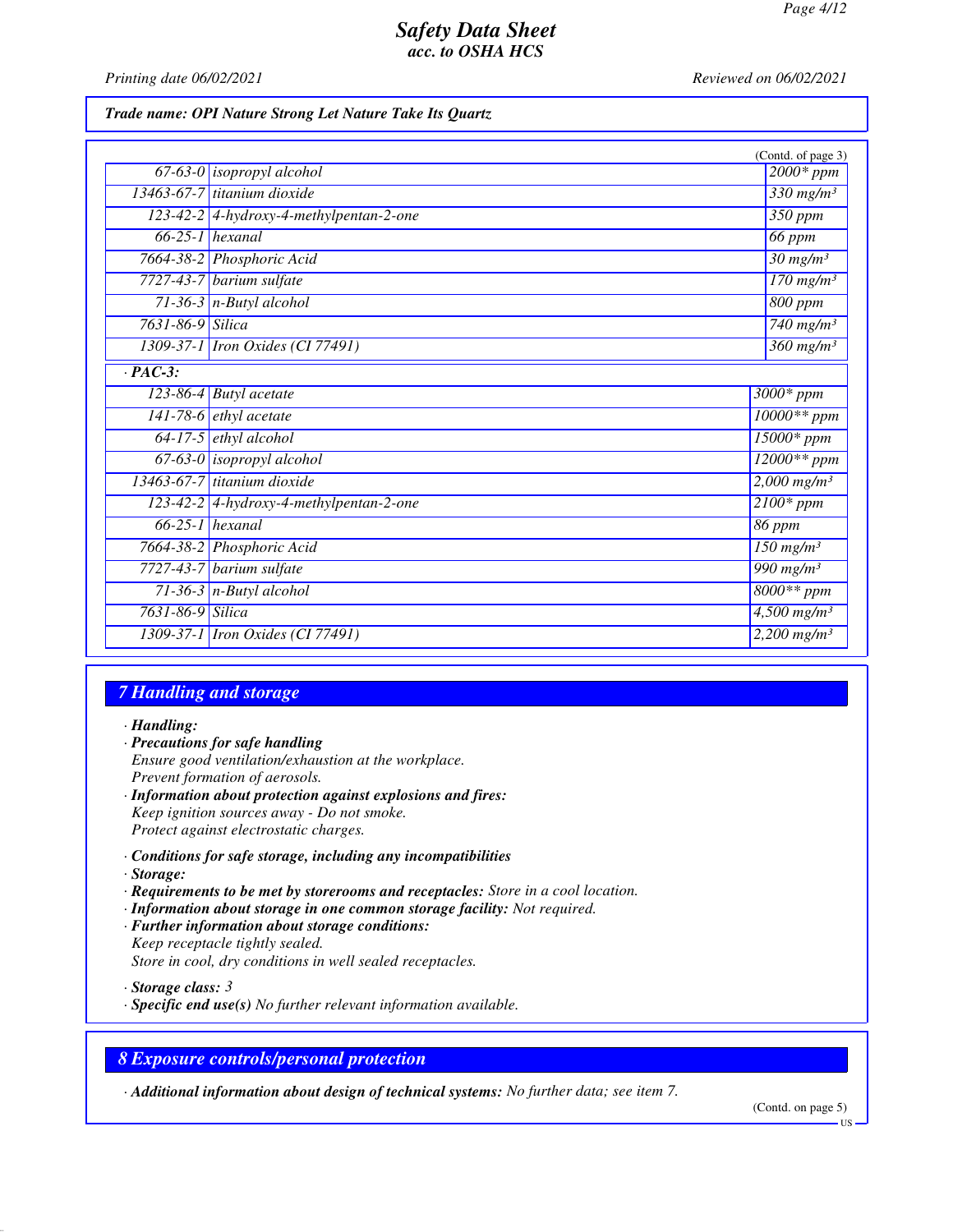*Trade name: OPI Nature Strong Let Nature Take Its Quartz*

(Contd. of page 3)

| CAS | Substance | Value |
|---|---|---|
| 67-63-0 | isopropyl alcohol | 2000* ppm |
| 13463-67-7 | titanium dioxide | 330 mg/m³ |
| 123-42-2 | 4-hydroxy-4-methylpentan-2-one | 350 ppm |
| 66-25-1 | hexanal | 66 ppm |
| 7664-38-2 | Phosphoric Acid | 30 mg/m³ |
| 7727-43-7 | barium sulfate | 170 mg/m³ |
| 71-36-3 | n-Butyl alcohol | 800 ppm |
| 7631-86-9 | Silica | 740 mg/m³ |
| 1309-37-1 | Iron Oxides (CI 77491) | 360 mg/m³ |

· **PAC-3:**

| CAS | Substance | Value |
|---|---|---|
| 123-86-4 | Butyl acetate | 3000* ppm |
| 141-78-6 | ethyl acetate | 10000** ppm |
| 64-17-5 | ethyl alcohol | 15000* ppm |
| 67-63-0 | isopropyl alcohol | 12000** ppm |
| 13463-67-7 | titanium dioxide | 2,000 mg/m³ |
| 123-42-2 | 4-hydroxy-4-methylpentan-2-one | 2100* ppm |
| 66-25-1 | hexanal | 86 ppm |
| 7664-38-2 | Phosphoric Acid | 150 mg/m³ |
| 7727-43-7 | barium sulfate | 990 mg/m³ |
| 71-36-3 | n-Butyl alcohol | 8000** ppm |
| 7631-86-9 | Silica | 4,500 mg/m³ |
| 1309-37-1 | Iron Oxides (CI 77491) | 2,200 mg/m³ |

## 7 Handling and storage

· **Handling:**
· **Precautions for safe handling**
Ensure good ventilation/exhaustion at the workplace.
Prevent formation of aerosols.
· **Information about protection against explosions and fires:**
Keep ignition sources away - Do not smoke.
Protect against electrostatic charges.

· **Conditions for safe storage, including any incompatibilities**
· **Storage:**
· **Requirements to be met by storerooms and receptacles:** Store in a cool location.
· **Information about storage in one common storage facility:** Not required.
· **Further information about storage conditions:**
Keep receptacle tightly sealed.
Store in cool, dry conditions in well sealed receptacles.

· **Storage class:** 3
· **Specific end use(s)** No further relevant information available.

## 8 Exposure controls/personal protection

· **Additional information about design of technical systems:** No further data; see item 7.

(Contd. on page 5)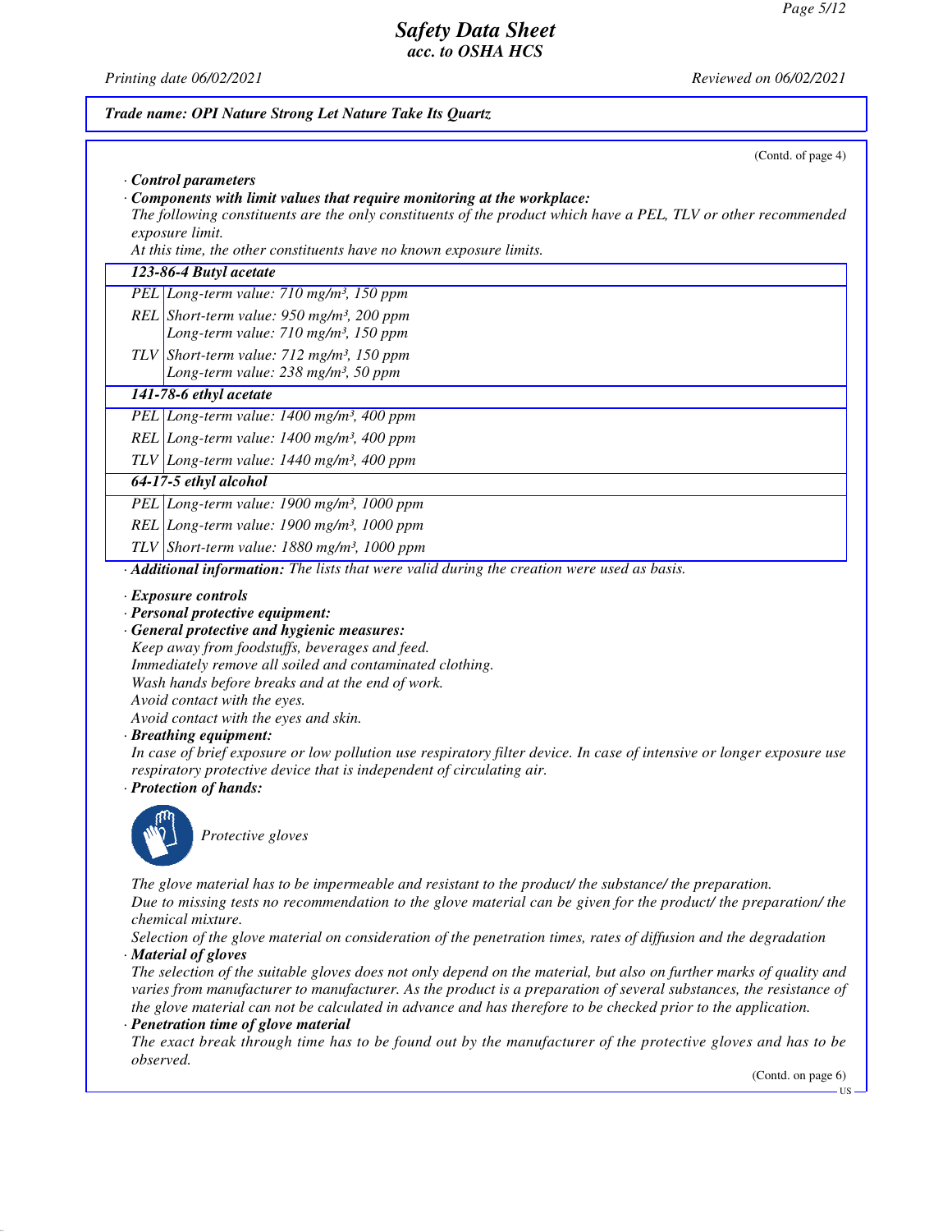Trade name: OPI Nature Strong Let Nature Take Its Quartz

(Contd. of page 4)

· **Control parameters**

· **Components with limit values that require monitoring at the workplace:**

The following constituents are the only constituents of the product which have a PEL, TLV or other recommended exposure limit.

At this time, the other constituents have no known exposure limits.

| **123-86-4 Butyl acetate** | |
|---|---|
| PEL | Long-term value: 710 mg/m³, 150 ppm |
| REL | Short-term value: 950 mg/m³, 200 ppm<br>Long-term value: 710 mg/m³, 150 ppm |
| TLV | Short-term value: 712 mg/m³, 150 ppm<br>Long-term value: 238 mg/m³, 50 ppm |
| **141-78-6 ethyl acetate** | |
| PEL | Long-term value: 1400 mg/m³, 400 ppm |
| REL | Long-term value: 1400 mg/m³, 400 ppm |
| TLV | Long-term value: 1440 mg/m³, 400 ppm |
| **64-17-5 ethyl alcohol** | |
| PEL | Long-term value: 1900 mg/m³, 1000 ppm |
| REL | Long-term value: 1900 mg/m³, 1000 ppm |
| TLV | Short-term value: 1880 mg/m³, 1000 ppm |

· **Additional information:** The lists that were valid during the creation were used as basis.

· **Exposure controls**

· **Personal protective equipment:**

· **General protective and hygienic measures:**

Keep away from foodstuffs, beverages and feed.
Immediately remove all soiled and contaminated clothing.
Wash hands before breaks and at the end of work.
Avoid contact with the eyes.
Avoid contact with the eyes and skin.

· **Breathing equipment:**

In case of brief exposure or low pollution use respiratory filter device. In case of intensive or longer exposure use respiratory protective device that is independent of circulating air.

· **Protection of hands:**

Protective gloves

The glove material has to be impermeable and resistant to the product/ the substance/ the preparation.
Due to missing tests no recommendation to the glove material can be given for the product/ the preparation/ the chemical mixture.
Selection of the glove material on consideration of the penetration times, rates of diffusion and the degradation

· **Material of gloves**

The selection of the suitable gloves does not only depend on the material, but also on further marks of quality and varies from manufacturer to manufacturer. As the product is a preparation of several substances, the resistance of the glove material can not be calculated in advance and has therefore to be checked prior to the application.

· **Penetration time of glove material**

The exact break through time has to be found out by the manufacturer of the protective gloves and has to be observed.

(Contd. on page 6)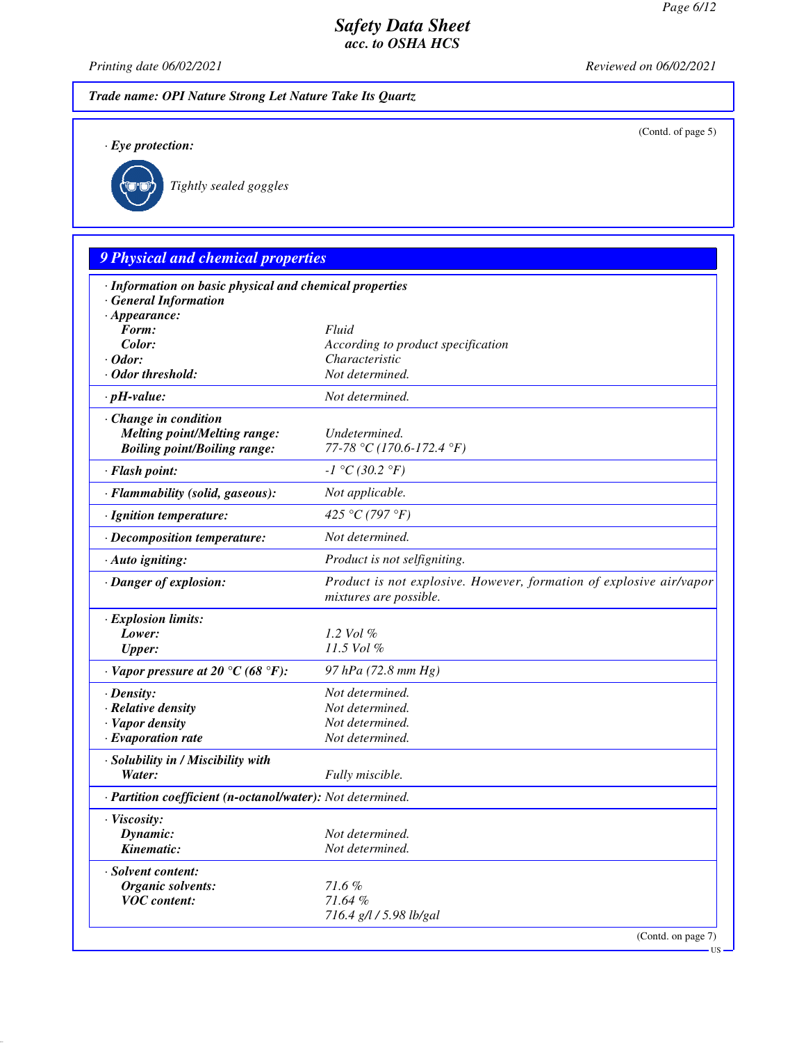**Trade name: OPI Nature Strong Let Nature Take Its Quartz**

(Contd. of page 5)

· **Eye protection:**

Tightly sealed goggles

## 9 Physical and chemical properties

| | |
|---|---|
| · **Information on basic physical and chemical properties** | |
| · **General Information** | |
| · **Appearance:** | |
| **Form:** | Fluid |
| **Color:** | According to product specification |
| · **Odor:** | Characteristic |
| · **Odor threshold:** | Not determined. |
| · **pH-value:** | Not determined. |
| · **Change in condition** | |
| **Melting point/Melting range:** | Undetermined. |
| **Boiling point/Boiling range:** | 77-78 °C (170.6-172.4 °F) |
| · **Flash point:** | -1 °C (30.2 °F) |
| · **Flammability (solid, gaseous):** | Not applicable. |
| · **Ignition temperature:** | 425 °C (797 °F) |
| · **Decomposition temperature:** | Not determined. |
| · **Auto igniting:** | Product is not selfigniting. |
| · **Danger of explosion:** | Product is not explosive. However, formation of explosive air/vapor mixtures are possible. |
| · **Explosion limits:** | |
| **Lower:** | 1.2 Vol % |
| **Upper:** | 11.5 Vol % |
| · **Vapor pressure at 20 °C (68 °F):** | 97 hPa (72.8 mm Hg) |
| · **Density:** | Not determined. |
| · **Relative density** | Not determined. |
| · **Vapor density** | Not determined. |
| · **Evaporation rate** | Not determined. |
| · **Solubility in / Miscibility with** | |
| **Water:** | Fully miscible. |
| · **Partition coefficient (n-octanol/water):** | Not determined. |
| · **Viscosity:** | |
| **Dynamic:** | Not determined. |
| **Kinematic:** | Not determined. |
| · **Solvent content:** | |
| **Organic solvents:** | 71.6 % |
| **VOC content:** | 71.64 % |
| | 716.4 g/l / 5.98 lb/gal |

(Contd. on page 7)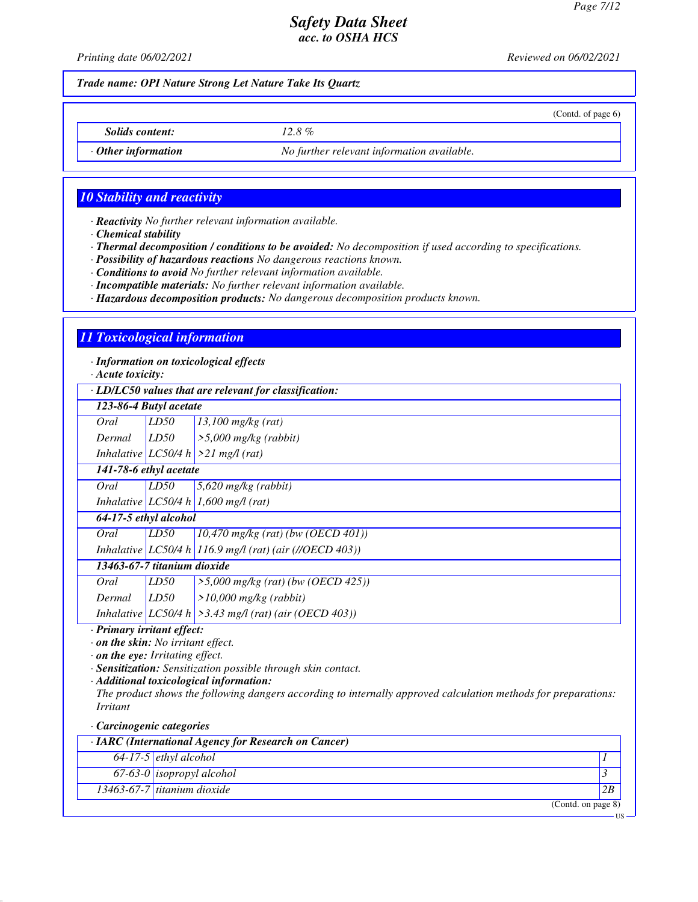**Trade name: OPI Nature Strong Let Nature Take Its Quartz**

(Contd. of page 6)

| | |
|---|---|
| *Solids content:* | *12.8 %* |
| · *Other information* | *No further relevant information available.* |

## 10 Stability and reactivity

· **Reactivity** No further relevant information available.
· **Chemical stability**
· **Thermal decomposition / conditions to be avoided:** No decomposition if used according to specifications.
· **Possibility of hazardous reactions** No dangerous reactions known.
· **Conditions to avoid** No further relevant information available.
· **Incompatible materials:** No further relevant information available.
· **Hazardous decomposition products:** No dangerous decomposition products known.

## 11 Toxicological information

· **Information on toxicological effects**
· **Acute toxicity:**

| · LD/LC50 values that are relevant for classification: | | |
|---|---|---|
| **123-86-4 Butyl acetate** | | |
| Oral | LD50 | 13,100 mg/kg (rat) |
| Dermal | LD50 | >5,000 mg/kg (rabbit) |
| Inhalative | LC50/4 h | >21 mg/l (rat) |
| **141-78-6 ethyl acetate** | | |
| Oral | LD50 | 5,620 mg/kg (rabbit) |
| Inhalative | LC50/4 h | 1,600 mg/l (rat) |
| **64-17-5 ethyl alcohol** | | |
| Oral | LD50 | 10,470 mg/kg (rat) (bw (OECD 401)) |
| Inhalative | LC50/4 h | 116.9 mg/l (rat) (air (//OECD 403)) |
| **13463-67-7 titanium dioxide** | | |
| Oral | LD50 | >5,000 mg/kg (rat) (bw (OECD 425)) |
| Dermal | LD50 | >10,000 mg/kg (rabbit) |
| Inhalative | LC50/4 h | >3.43 mg/l (rat) (air (OECD 403)) |

· **Primary irritant effect:**
· **on the skin:** No irritant effect.
· **on the eye:** Irritating effect.
· **Sensitization:** Sensitization possible through skin contact.
· **Additional toxicological information:**
The product shows the following dangers according to internally approved calculation methods for preparations:
Irritant

· **Carcinogenic categories**

| · IARC (International Agency for Research on Cancer) | | |
|---|---|---|
| 64-17-5 | ethyl alcohol | 1 |
| 67-63-0 | isopropyl alcohol | 3 |
| 13463-67-7 | titanium dioxide | 2B |

(Contd. on page 8)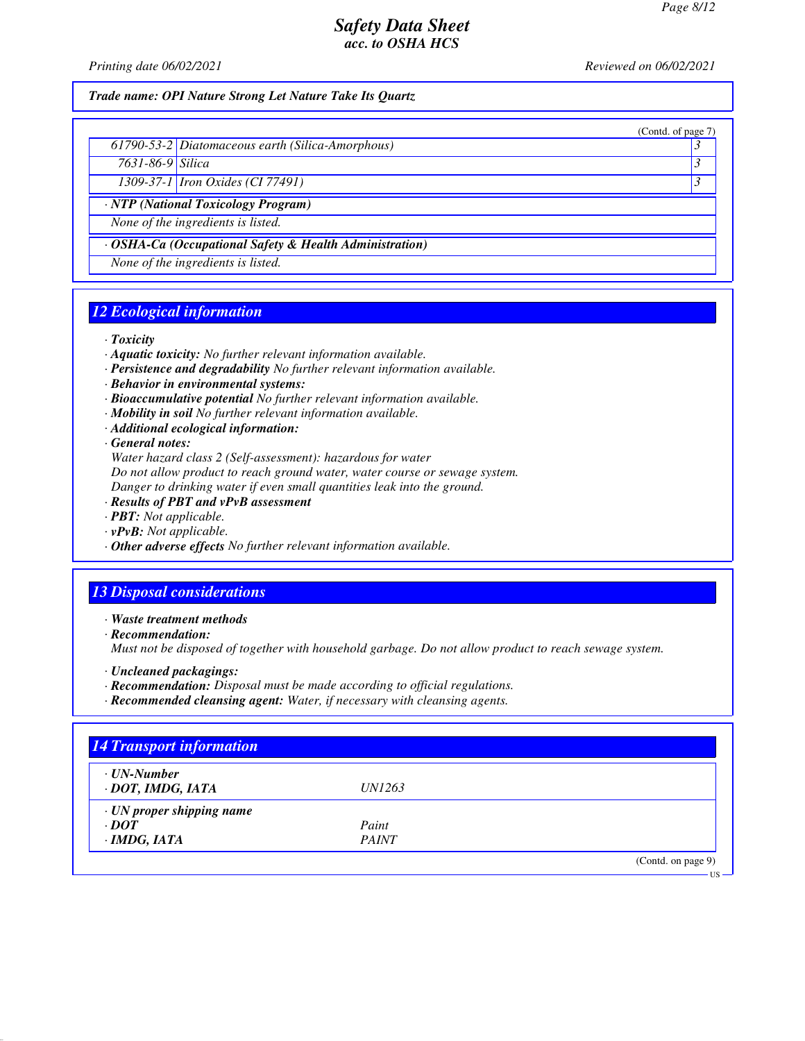**Trade name: OPI Nature Strong Let Nature Take Its Quartz**

(Contd. of page 7)

| | | |
|---|---|---|
| 61790-53-2 | Diatomaceous earth (Silica-Amorphous) | 3 |
| 7631-86-9 | Silica | 3 |
| 1309-37-1 | Iron Oxides (CI 77491) | 3 |

**· NTP (National Toxicology Program)**

None of the ingredients is listed.

**· OSHA-Ca (Occupational Safety & Health Administration)**

None of the ingredients is listed.

## 12 Ecological information

- **Toxicity**
- **Aquatic toxicity:** No further relevant information available.
- **Persistence and degradability** No further relevant information available.
- **Behavior in environmental systems:**
- **Bioaccumulative potential** No further relevant information available.
- **Mobility in soil** No further relevant information available.
- **Additional ecological information:**
- **General notes:**
  Water hazard class 2 (Self-assessment): hazardous for water
  Do not allow product to reach ground water, water course or sewage system.
  Danger to drinking water if even small quantities leak into the ground.
- **Results of PBT and vPvB assessment**
- **PBT:** Not applicable.
- **vPvB:** Not applicable.
- **Other adverse effects** No further relevant information available.

## 13 Disposal considerations

- **Waste treatment methods**
- **Recommendation:**
  Must not be disposed of together with household garbage. Do not allow product to reach sewage system.
- **Uncleaned packagings:**
- **Recommendation:** Disposal must be made according to official regulations.
- **Recommended cleansing agent:** Water, if necessary with cleansing agents.

## 14 Transport information

| | |
|---|---|
| **· UN-Number** | |
| **· DOT, IMDG, IATA** | UN1263 |
| **· UN proper shipping name** | |
| **· DOT** | Paint |
| **· IMDG, IATA** | PAINT |

(Contd. on page 9)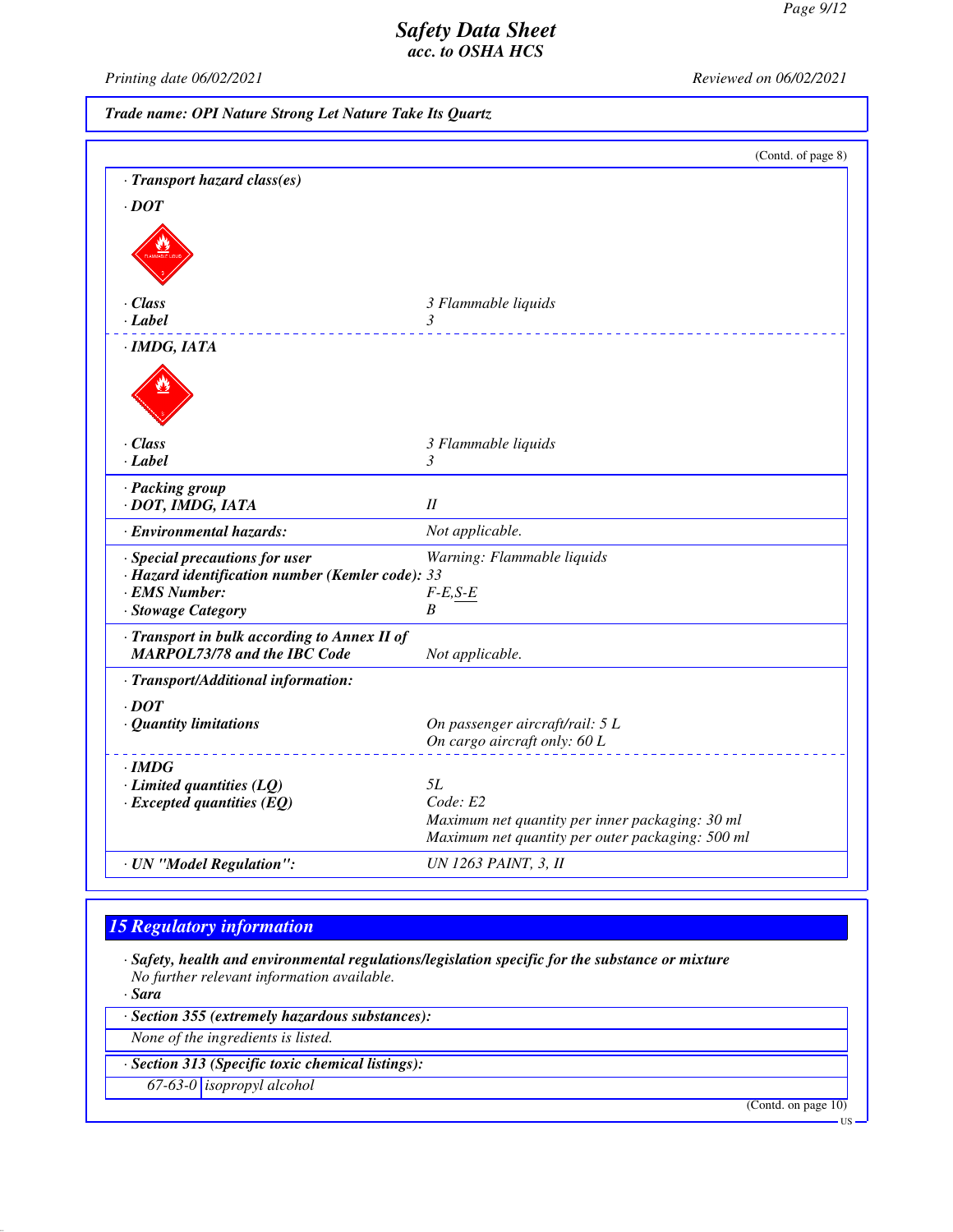**Trade name: OPI Nature Strong Let Nature Take Its Quartz**

(Contd. of page 8)

· **Transport hazard class(es)**

· **DOT**

| | |
|---|---|
| · **Class** | 3 Flammable liquids |
| · **Label** | 3 |

· **IMDG, IATA**

| | |
|---|---|
| · **Class** | 3 Flammable liquids |
| · **Label** | 3 |
| · **Packing group** | |
| · **DOT, IMDG, IATA** | II |
| · **Environmental hazards:** | Not applicable. |
| · **Special precautions for user** | Warning: Flammable liquids |
| · **Hazard identification number (Kemler code):** | 33 |
| · **EMS Number:** | F-E,S-E |
| · **Stowage Category** | B |
| · **Transport in bulk according to Annex II of MARPOL73/78 and the IBC Code** | Not applicable. |

· **Transport/Additional information:**

· **DOT**

| | |
|---|---|
| · **Quantity limitations** | On passenger aircraft/rail: 5 L<br>On cargo aircraft only: 60 L |

· **IMDG**

| | |
|---|---|
| · **Limited quantities (LQ)** | 5L |
| · **Excepted quantities (EQ)** | Code: E2<br>Maximum net quantity per inner packaging: 30 ml<br>Maximum net quantity per outer packaging: 500 ml |
| · **UN "Model Regulation":** | UN 1263 PAINT, 3, II |

## 15 Regulatory information

· **Safety, health and environmental regulations/legislation specific for the substance or mixture**
No further relevant information available.

· **Sara**

· **Section 355 (extremely hazardous substances):**

None of the ingredients is listed.

· **Section 313 (Specific toxic chemical listings):**

| | |
|---|---|
| 67-63-0 | isopropyl alcohol |

(Contd. on page 10)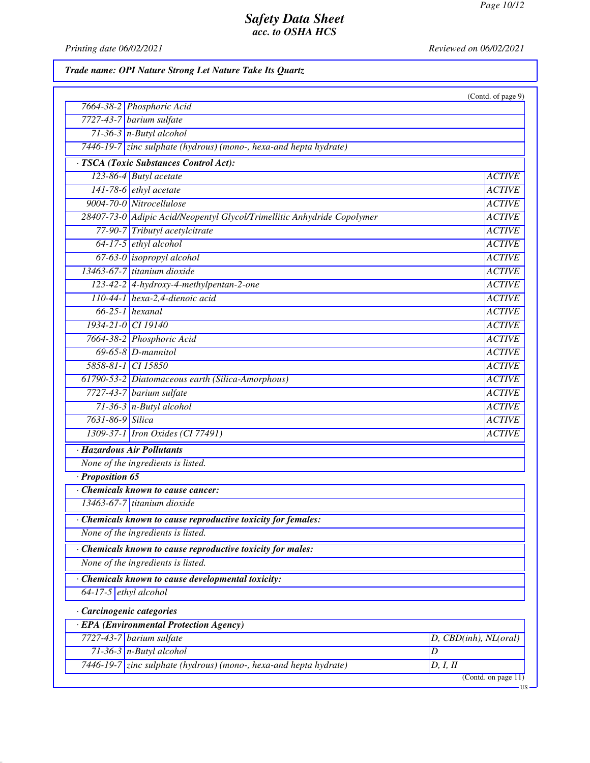*Trade name: OPI Nature Strong Let Nature Take Its Quartz*

(Contd. of page 9)

| | |
|---|---|
| 7664-38-2 | Phosphoric Acid |
| 7727-43-7 | barium sulfate |
| 71-36-3 | n-Butyl alcohol |
| 7446-19-7 | zinc sulphate (hydrous) (mono-, hexa-and hepta hydrate) |

· **TSCA (Toxic Substances Control Act):**

| | | |
|---|---|---|
| 123-86-4 | Butyl acetate | ACTIVE |
| 141-78-6 | ethyl acetate | ACTIVE |
| 9004-70-0 | Nitrocellulose | ACTIVE |
| 28407-73-0 | Adipic Acid/Neopentyl Glycol/Trimellitic Anhydride Copolymer | ACTIVE |
| 77-90-7 | Tributyl acetylcitrate | ACTIVE |
| 64-17-5 | ethyl alcohol | ACTIVE |
| 67-63-0 | isopropyl alcohol | ACTIVE |
| 13463-67-7 | titanium dioxide | ACTIVE |
| 123-42-2 | 4-hydroxy-4-methylpentan-2-one | ACTIVE |
| 110-44-1 | hexa-2,4-dienoic acid | ACTIVE |
| 66-25-1 | hexanal | ACTIVE |
| 1934-21-0 | CI 19140 | ACTIVE |
| 7664-38-2 | Phosphoric Acid | ACTIVE |
| 69-65-8 | D-mannitol | ACTIVE |
| 5858-81-1 | CI 15850 | ACTIVE |
| 61790-53-2 | Diatomaceous earth (Silica-Amorphous) | ACTIVE |
| 7727-43-7 | barium sulfate | ACTIVE |
| 71-36-3 | n-Butyl alcohol | ACTIVE |
| 7631-86-9 | Silica | ACTIVE |
| 1309-37-1 | Iron Oxides (CI 77491) | ACTIVE |

· **Hazardous Air Pollutants**

None of the ingredients is listed.

· **Proposition 65**

· **Chemicals known to cause cancer:**

| | |
|---|---|
| 13463-67-7 | titanium dioxide |

· **Chemicals known to cause reproductive toxicity for females:**

None of the ingredients is listed.

· **Chemicals known to cause reproductive toxicity for males:**

None of the ingredients is listed.

· **Chemicals known to cause developmental toxicity:**

| | |
|---|---|
| 64-17-5 | ethyl alcohol |

· **Carcinogenic categories**

· **EPA (Environmental Protection Agency)**

| | | |
|---|---|---|
| 7727-43-7 | barium sulfate | D, CBD(inh), NL(oral) |
| 71-36-3 | n-Butyl alcohol | D |
| 7446-19-7 | zinc sulphate (hydrous) (mono-, hexa-and hepta hydrate) | D, I, II |

(Contd. on page 11)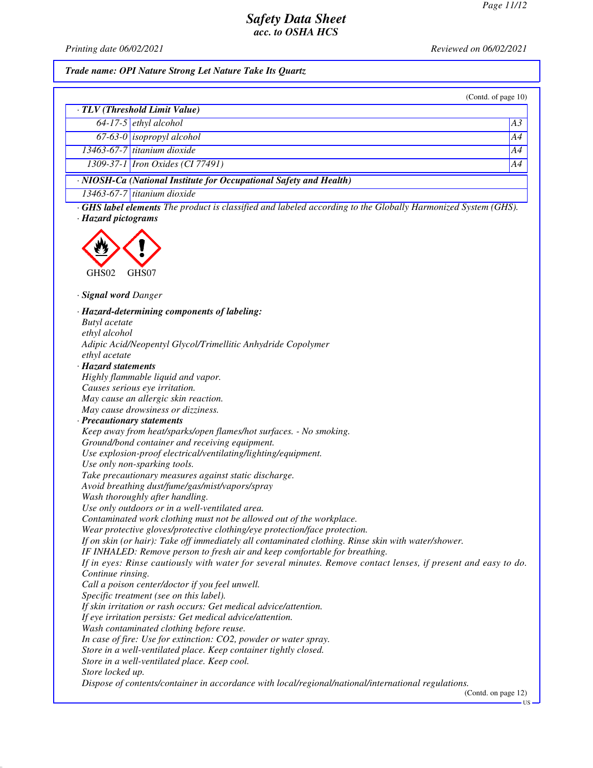# Safety Data Sheet
## acc. to OSHA HCS

*Printing date 06/02/2021* *Reviewed on 06/02/2021*

**Trade name: OPI Nature Strong Let Nature Take Its Quartz**

(Contd. of page 10)

| · TLV (Threshold Limit Value) | | |
|---|---|---|
| 64-17-5 | ethyl alcohol | A3 |
| 67-63-0 | isopropyl alcohol | A4 |
| 13463-67-7 | titanium dioxide | A4 |
| 1309-37-1 | Iron Oxides (CI 77491) | A4 |

| · NIOSH-Ca (National Institute for Occupational Safety and Health) | |
|---|---|
| 13463-67-7 | titanium dioxide |

· **GHS label elements** The product is classified and labeled according to the Globally Harmonized System (GHS).

· **Hazard pictograms**

GHS02 GHS07

· **Signal word** Danger

· **Hazard-determining components of labeling:**
Butyl acetate
ethyl alcohol
Adipic Acid/Neopentyl Glycol/Trimellitic Anhydride Copolymer
ethyl acetate

· **Hazard statements**
Highly flammable liquid and vapor.
Causes serious eye irritation.
May cause an allergic skin reaction.
May cause drowsiness or dizziness.

· **Precautionary statements**
Keep away from heat/sparks/open flames/hot surfaces. - No smoking.
Ground/bond container and receiving equipment.
Use explosion-proof electrical/ventilating/lighting/equipment.
Use only non-sparking tools.
Take precautionary measures against static discharge.
Avoid breathing dust/fume/gas/mist/vapors/spray
Wash thoroughly after handling.
Use only outdoors or in a well-ventilated area.
Contaminated work clothing must not be allowed out of the workplace.
Wear protective gloves/protective clothing/eye protection/face protection.
If on skin (or hair): Take off immediately all contaminated clothing. Rinse skin with water/shower.
IF INHALED: Remove person to fresh air and keep comfortable for breathing.
If in eyes: Rinse cautiously with water for several minutes. Remove contact lenses, if present and easy to do. Continue rinsing.
Call a poison center/doctor if you feel unwell.
Specific treatment (see on this label).
If skin irritation or rash occurs: Get medical advice/attention.
If eye irritation persists: Get medical advice/attention.
Wash contaminated clothing before reuse.
In case of fire: Use for extinction: $CO_2$, powder or water spray.
Store in a well-ventilated place. Keep container tightly closed.
Store in a well-ventilated place. Keep cool.
Store locked up.
Dispose of contents/container in accordance with local/regional/national/international regulations.

(Contd. on page 12)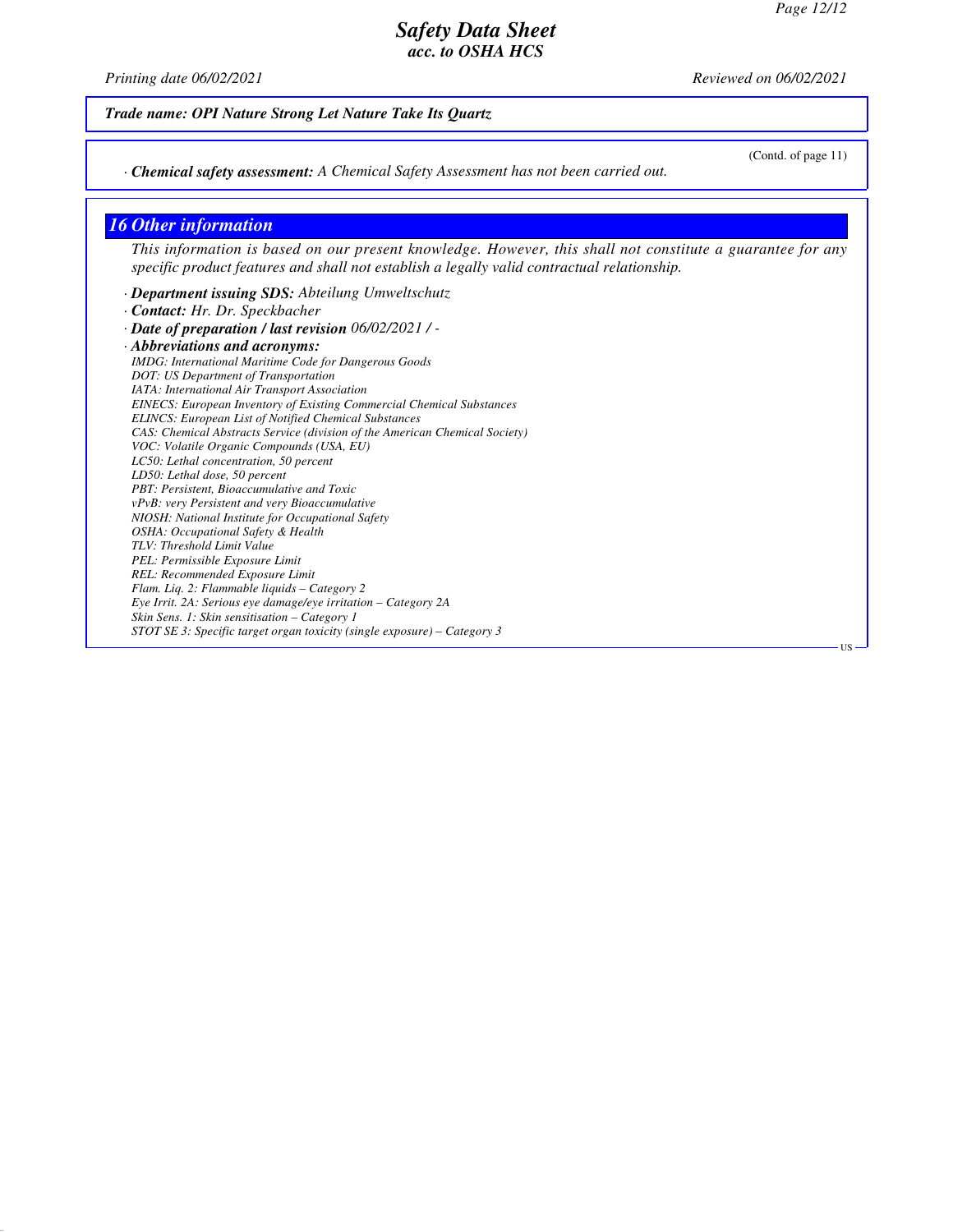*Trade name: OPI Nature Strong Let Nature Take Its Quartz*

(Contd. of page 11)

· ***Chemical safety assessment:*** *A Chemical Safety Assessment has not been carried out.*

## *16 Other information*

*This information is based on our present knowledge. However, this shall not constitute a guarantee for any specific product features and shall not establish a legally valid contractual relationship.*

· ***Department issuing SDS:*** *Abteilung Umweltschutz*
· ***Contact:*** *Hr. Dr. Speckbacher*
· ***Date of preparation / last revision*** *06/02/2021 / -*
· ***Abbreviations and acronyms:***
*IMDG: International Maritime Code for Dangerous Goods*
*DOT: US Department of Transportation*
*IATA: International Air Transport Association*
*EINECS: European Inventory of Existing Commercial Chemical Substances*
*ELINCS: European List of Notified Chemical Substances*
*CAS: Chemical Abstracts Service (division of the American Chemical Society)*
*VOC: Volatile Organic Compounds (USA, EU)*
*LC50: Lethal concentration, 50 percent*
*LD50: Lethal dose, 50 percent*
*PBT: Persistent, Bioaccumulative and Toxic*
*vPvB: very Persistent and very Bioaccumulative*
*NIOSH: National Institute for Occupational Safety*
*OSHA: Occupational Safety & Health*
*TLV: Threshold Limit Value*
*PEL: Permissible Exposure Limit*
*REL: Recommended Exposure Limit*
*Flam. Liq. 2: Flammable liquids – Category 2*
*Eye Irrit. 2A: Serious eye damage/eye irritation – Category 2A*
*Skin Sens. 1: Skin sensitisation – Category 1*
*STOT SE 3: Specific target organ toxicity (single exposure) – Category 3*

US